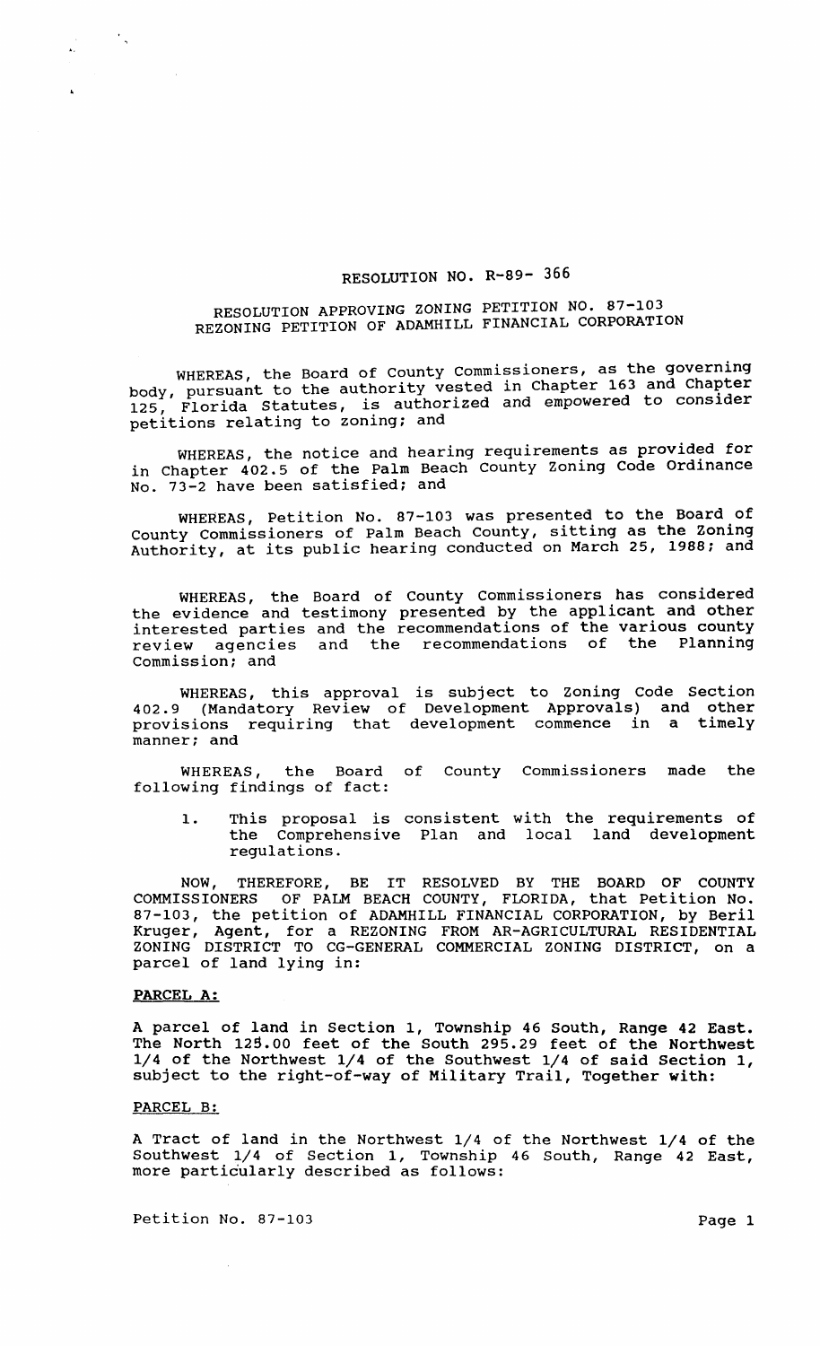# RESOLUTION NO. R-89- 366

## RESOLUTION APPROVING ZONING PETITION NO. 87-103 REZONING PETITION OF ADAMHILL FINANCIAL CORPORATION

WHEREAS, the Board of County Commissioners, as the governing body, pursuant to the authority vested in Chapter 163 and Chapter 125, Florida Statutes, is authorized and empowered to consider petitions relating to zoning; and

WHEREAS, the notice and hearing requirements as provided for in Chapter 402.5 of the Palm Beach County Zoning Code Ordinance No. 73-2 have been satisfied; and

WHEREAS, Petition No. 87-103 was presented to the Board of County Commissioners of Palm Beach County, sitting as the Zoning Authority, at its public hearing conducted on March 25, 1988; and

WHEREAS, the Board of County Commissioners has considered the evidence and testimony presented by the applicant and other interested parties and the recommendations of the various county review agencies and the recommendations of the Planning Commission; and

WHEREAS, this approval is subject to Zoning Code Section 402.9 (Mandatory Review of Development Approvals) and other provisions requiring that development commence in a timely manner; and

WHEREAS, the Board of County Commissioners made the following findings of fact:

1. This proposal is consistent with the requirements of the Comprehensive Plan and local land development regulations.

NOW, THEREFORE, BE IT RESOLVED BY THE BOARD OF COUNTY COMMISSIONERS OF PALM BEACH COUNTY, FLORIDA, that Petition No. 87-103, the petition of ADAMHILL FINANCIAL CORPORATION, by Beril Kruger, Agent, for a REZONING FROM AR-AGRICULTURAL RESIDENTIAL ZONING DISTRICT TO CG-GENERAL COMMERCIAL ZONING DISTRICT, on a parcel of land lying in:

**PARCEL A:**

A parcel of land in Section 1, Township 46 South, Range 42 East. The North 125.00 feet of the South 295.29 feet of the Northwest 1/4 of the Northwest 1/4 of the Southwest 1/4 of said Section 1, subject to the right-of-way of Military Trail, Together with:

**PARCEL B:**

A Tract of land in the Northwest 1/4 of the Northwest 1/4 of the Southwest 1/4 of Section 1, Township 46 South, Range 42 East, more particularly described as follows:

Petition No. 87-103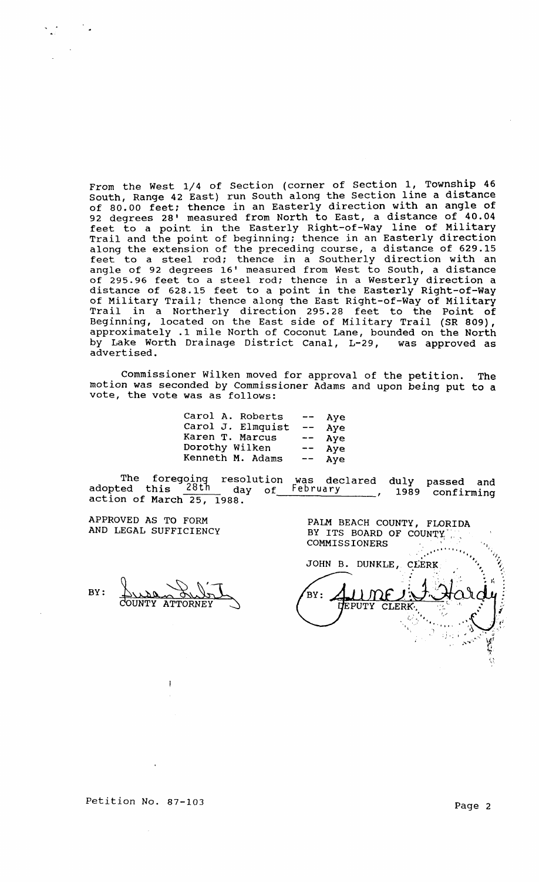From the West 1/4 of Section (corner of Section 1, Township 46 South, Range 42 East) run South along the Section line a distance of 80.00 feet; thence in an Easterly direction with an angle of 92 degrees 28' measured from North to East, a distance of 40.04 feet to a point in the Easterly Right-of-Way line of Military Trail and the point of beginning; thence in an Easterly direction along the extension of the preceding course, a distance of 629.15 feet to a steel rod; thence in a Southerly direction with an angle of 92 degrees 16' measured from West to South, a distance of 295.96 feet to a steel rod; thence in a Westerly direction a distance of 628.15 feet to a point in the Easterly Right-of-Way of Military Trail; thence along the East Right-of-Way of Military Trail in a Northerly direction 295.28 feet to the Point of Beginning, located on the East side of Military Trail (SR 809), approximately .1 mile North of Coconut Lane, bounded on the North by Lake Worth Drainage District Canal, L-29, was approved as advertised.

Commissioner Wilken moved for approval of the petition. The motion was seconded by Commissioner Adams and upon being put to a vote, the vote was as follows:

| | | |
|---|---|---|
| Carol A. Roberts | -- | Aye |
| Carol J. Elmquist | -- | Aye |
| Karen T. Marcus | -- | Aye |
| Dorothy Wilken | -- | Aye |
| Kenneth M. Adams | -- | Aye |

The foregoing resolution was declared duly passed and adopted this 28th day of February, 1989 confirming action of March 25, 1988.

APPROVED AS TO FORM AND LEGAL SUFFICIENCY

BY: [signature] COUNTY ATTORNEY

PALM BEACH COUNTY, FLORIDA BY ITS BOARD OF COUNTY COMMISSIONERS

JOHN B. DUNKLE, CLERK

BY: [signature] DEPUTY CLERK

Petition No. 87-103